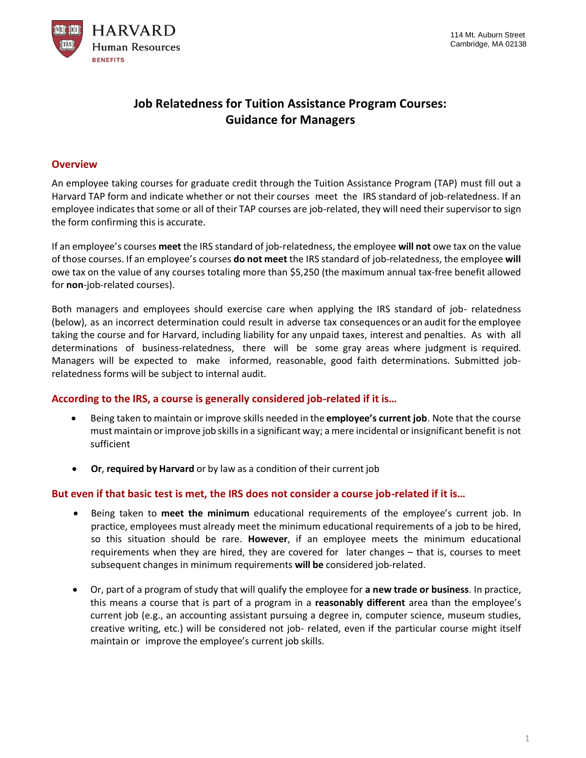HARVARD
Human Resources
BENEFITS

114 Mt. Auburn Street
Cambridge, MA 02138

# Job Relatedness for Tuition Assistance Program Courses: Guidance for Managers

## Overview

An employee taking courses for graduate credit through the Tuition Assistance Program (TAP) must fill out a Harvard TAP form and indicate whether or not their courses meet the IRS standard of job-relatedness. If an employee indicates that some or all of their TAP courses are job-related, they will need their supervisor to sign the form confirming this is accurate.

If an employee's courses **meet** the IRS standard of job-relatedness, the employee **will not** owe tax on the value of those courses. If an employee's courses **do not meet** the IRS standard of job-relatedness, the employee **will** owe tax on the value of any courses totaling more than $5,250 (the maximum annual tax-free benefit allowed for **non**-job-related courses).

Both managers and employees should exercise care when applying the IRS standard of job- relatedness (below), as an incorrect determination could result in adverse tax consequences or an audit for the employee taking the course and for Harvard, including liability for any unpaid taxes, interest and penalties. As with all determinations of business-relatedness, there will be some gray areas where judgment is required. Managers will be expected to make informed, reasonable, good faith determinations. Submitted job-relatedness forms will be subject to internal audit.

### According to the IRS, a course is generally considered job-related if it is…

- Being taken to maintain or improve skills needed in the **employee's current job**. Note that the course must maintain or improve job skills in a significant way; a mere incidental or insignificant benefit is not sufficient
- **Or**, **required by Harvard** or by law as a condition of their current job

### But even if that basic test is met, the IRS does not consider a course job-related if it is…

- Being taken to **meet the minimum** educational requirements of the employee's current job. In practice, employees must already meet the minimum educational requirements of a job to be hired, so this situation should be rare. **However**, if an employee meets the minimum educational requirements when they are hired, they are covered for later changes – that is, courses to meet subsequent changes in minimum requirements **will be** considered job-related.
- Or, part of a program of study that will qualify the employee for **a new trade or business**. In practice, this means a course that is part of a program in a **reasonably different** area than the employee's current job (e.g., an accounting assistant pursuing a degree in, computer science, museum studies, creative writing, etc.) will be considered not job- related, even if the particular course might itself maintain or improve the employee's current job skills.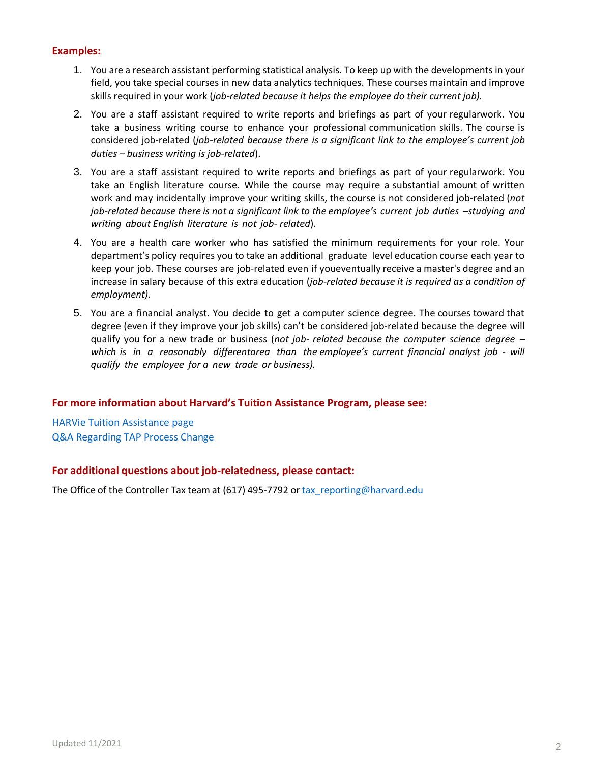**Examples:**

1. You are a research assistant performing statistical analysis. To keep up with the developments in your field, you take special courses in new data analytics techniques. These courses maintain and improve skills required in your work (*job-related because it helps the employee do their current job).*
2. You are a staff assistant required to write reports and briefings as part of your regularwork. You take a business writing course to enhance your professional communication skills. The course is considered job-related (*job-related because there is a significant link to the employee's current job duties – business writing is job-related*).
3. You are a staff assistant required to write reports and briefings as part of your regularwork. You take an English literature course. While the course may require a substantial amount of written work and may incidentally improve your writing skills, the course is not considered job-related (*not job-related because there is not a significant link to the employee's current job duties –studying and writing about English literature is not job- related*).
4. You are a health care worker who has satisfied the minimum requirements for your role. Your department's policy requires you to take an additional graduate level education course each year to keep your job. These courses are job-related even if youeventually receive a master's degree and an increase in salary because of this extra education (*job-related because it is required as a condition of employment).*
5. You are a financial analyst. You decide to get a computer science degree. The courses toward that degree (even if they improve your job skills) can't be considered job-related because the degree will qualify you for a new trade or business (*not job- related because the computer science degree – which is in a reasonably differentarea than the employee's current financial analyst job - will qualify the employee for a new trade or business).*

**For more information about Harvard's Tuition Assistance Program, please see:**

HARVie Tuition Assistance page
Q&A Regarding TAP Process Change

**For additional questions about job-relatedness, please contact:**

The Office of the Controller Tax team at (617) 495-7792 or tax_reporting@harvard.edu

Updated 11/2021